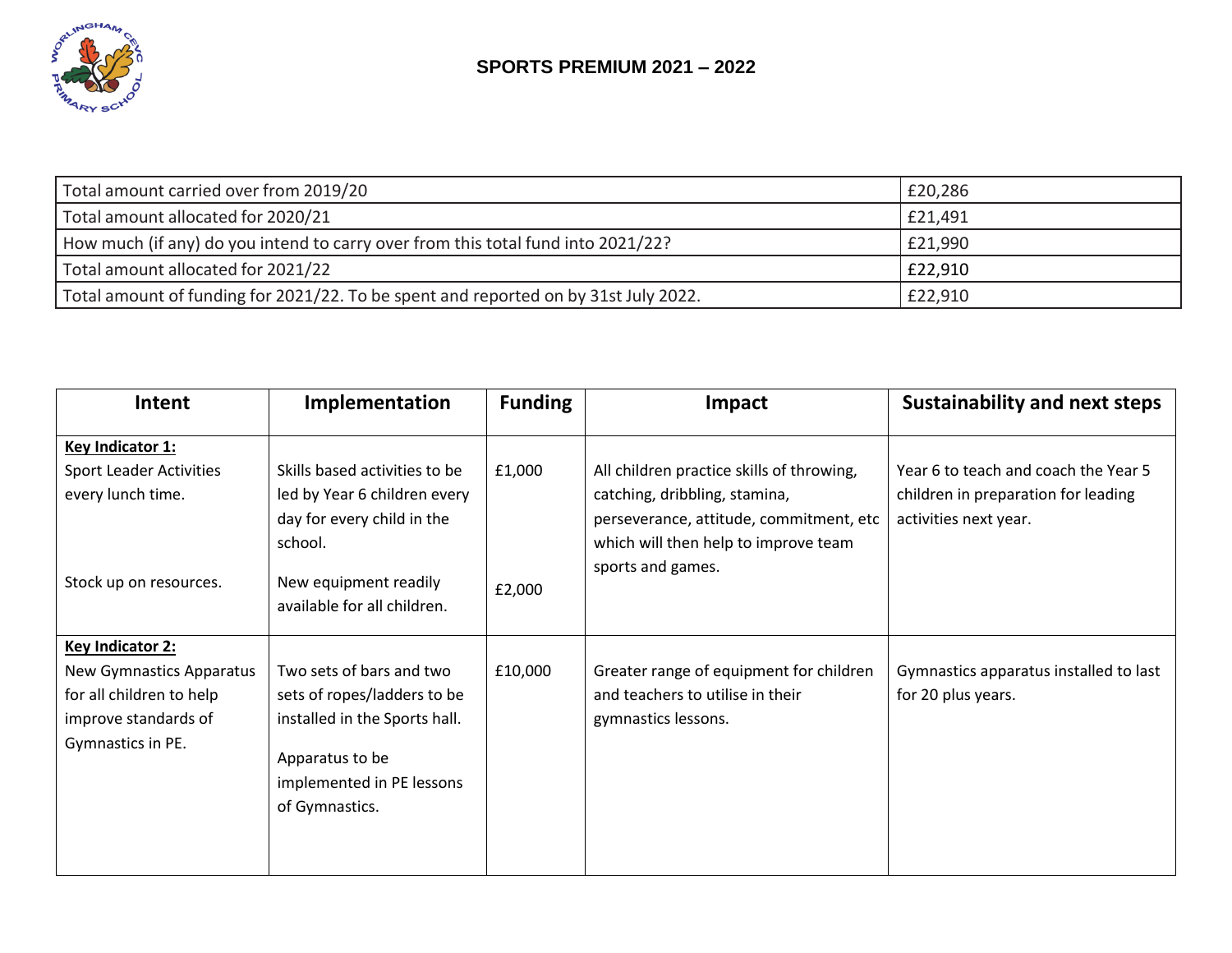# SPORTS PREMIUM 2021 – 2022

| | |
|---|---|
| Total amount carried over from 2019/20 | £20,286 |
| Total amount allocated for 2020/21 | £21,491 |
| How much (if any) do you intend to carry over from this total fund into 2021/22? | £21,990 |
| Total amount allocated for 2021/22 | £22,910 |
| Total amount of funding for 2021/22. To be spent and reported on by 31st July 2022. | £22,910 |

| Intent | Implementation | Funding | Impact | Sustainability and next steps |
|---|---|---|---|---|
| **Key Indicator 1:**<br>Sport Leader Activities every lunch time.<br><br>Stock up on resources. | Skills based activities to be led by Year 6 children every day for every child in the school.<br><br>New equipment readily available for all children. | £1,000<br><br>£2,000 | All children practice skills of throwing, catching, dribbling, stamina, perseverance, attitude, commitment, etc which will then help to improve team sports and games. | Year 6 to teach and coach the Year 5 children in preparation for leading activities next year. |
| **Key Indicator 2:**<br>New Gymnastics Apparatus for all children to help improve standards of Gymnastics in PE. | Two sets of bars and two sets of ropes/ladders to be installed in the Sports hall.<br><br>Apparatus to be implemented in PE lessons of Gymnastics. | £10,000 | Greater range of equipment for children and teachers to utilise in their gymnastics lessons. | Gymnastics apparatus installed to last for 20 plus years. |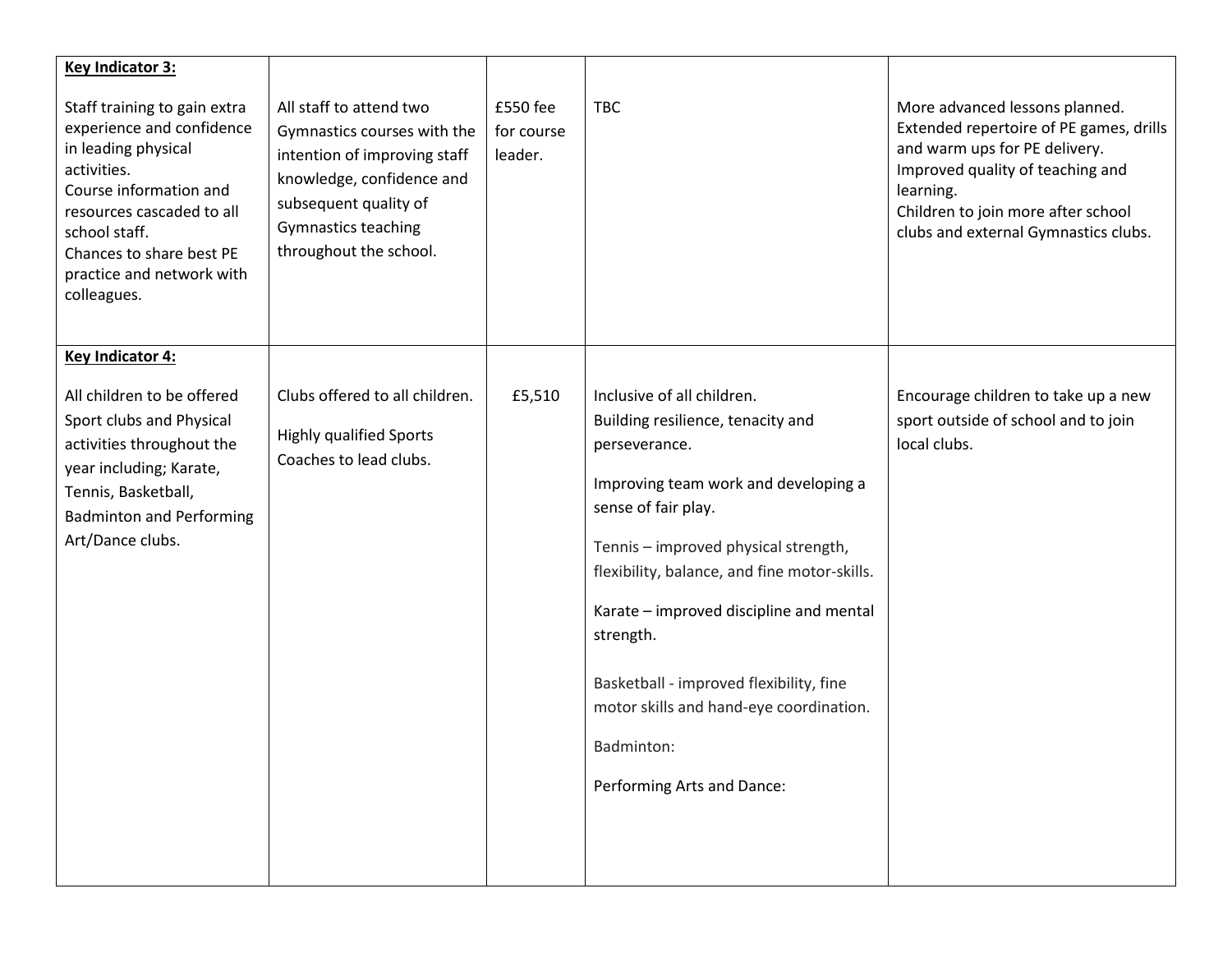| | | | | |
|---|---|---|---|---|
| **Key Indicator 3:**<br><br>Staff training to gain extra experience and confidence in leading physical activities.<br>Course information and resources cascaded to all school staff.<br>Chances to share best PE practice and network with colleagues. | All staff to attend two Gymnastics courses with the intention of improving staff knowledge, confidence and subsequent quality of Gymnastics teaching throughout the school. | £550 fee for course leader. | TBC | More advanced lessons planned.<br>Extended repertoire of PE games, drills and warm ups for PE delivery.<br>Improved quality of teaching and learning.<br>Children to join more after school clubs and external Gymnastics clubs. |
| **Key Indicator 4:**<br><br>All children to be offered Sport clubs and Physical activities throughout the year including; Karate, Tennis, Basketball, Badminton and Performing Art/Dance clubs. | Clubs offered to all children.<br><br>Highly qualified Sports Coaches to lead clubs. | £5,510 | Inclusive of all children.<br>Building resilience, tenacity and perseverance.<br><br>Improving team work and developing a sense of fair play.<br><br>Tennis – improved physical strength, flexibility, balance, and fine motor-skills.<br><br>Karate – improved discipline and mental strength.<br><br>Basketball - improved flexibility, fine motor skills and hand-eye coordination.<br><br>Badminton:<br><br>Performing Arts and Dance: | Encourage children to take up a new sport outside of school and to join local clubs. |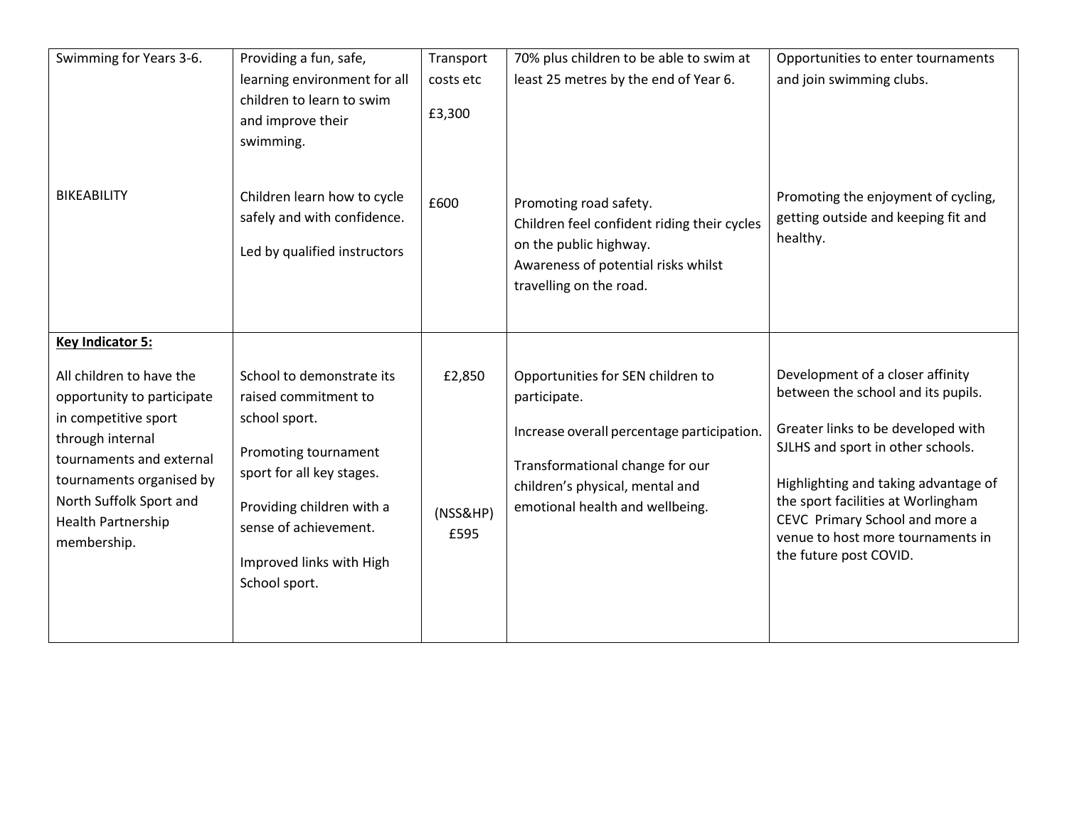| | | | | |
|---|---|---|---|---|
| Swimming for Years 3-6. | Providing a fun, safe, learning environment for all children to learn to swim and improve their swimming. | Transport costs etc<br><br>£3,300 | 70% plus children to be able to swim at least 25 metres by the end of Year 6. | Opportunities to enter tournaments and join swimming clubs. |
| BIKEABILITY | Children learn how to cycle safely and with confidence.<br><br>Led by qualified instructors | £600 | Promoting road safety.<br>Children feel confident riding their cycles on the public highway.<br>Awareness of potential risks whilst travelling on the road. | Promoting the enjoyment of cycling, getting outside and keeping fit and healthy. |
| **Key Indicator 5:**<br><br>All children to have the opportunity to participate in competitive sport through internal tournaments and external tournaments organised by North Suffolk Sport and Health Partnership membership. | School to demonstrate its raised commitment to school sport.<br><br>Promoting tournament sport for all key stages.<br><br>Providing children with a sense of achievement.<br><br>Improved links with High School sport. | £2,850<br><br>(NSS&HP)<br>£595 | Opportunities for SEN children to participate.<br><br>Increase overall percentage participation.<br><br>Transformational change for our children's physical, mental and emotional health and wellbeing. | Development of a closer affinity between the school and its pupils.<br><br>Greater links to be developed with SJLHS and sport in other schools.<br><br>Highlighting and taking advantage of the sport facilities at Worlingham CEVC Primary School and more a venue to host more tournaments in the future post COVID. |